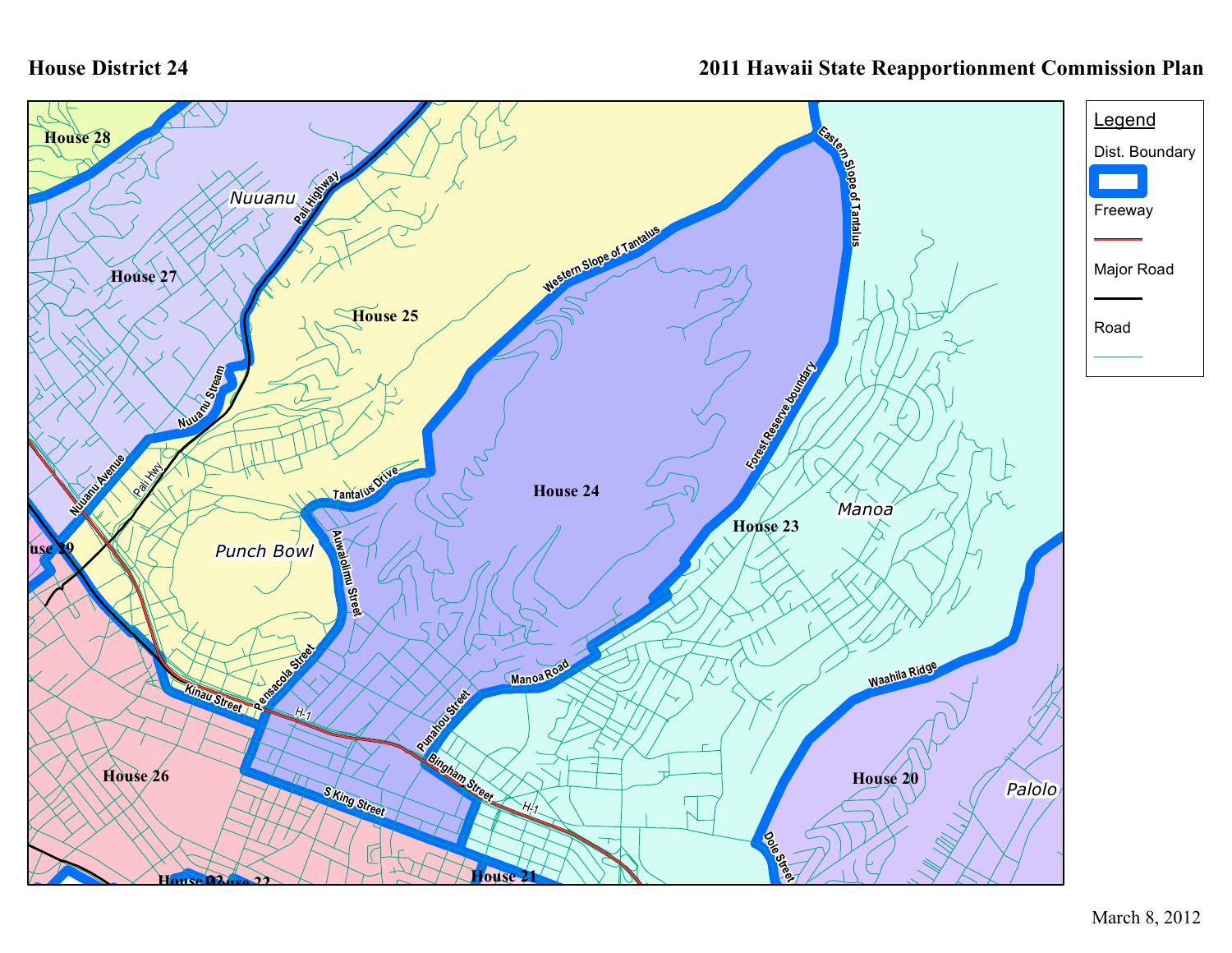House District 24

2011 Hawaii State Reapportionment Commission Plan

House 28

Nuuanu

House 27

House 25

House 24

House 23

Manoa

Punch Bowl

House 29

House 26

House 20

Palolo

House 21

House 22

Pali Highway

Nuuanu Stream

Nuuanu Avenue

Pali Hwy

Western Slope of Tantalus

Eastern Slope of Tantalus

Forest Reserve boundary

Tantalus Drive

Auwaiolimu Street

Pensacola Street

Kinau Street

H-1

Punahou Street

Manoa Road

Bingham Street

S King Street

Waahila Ridge

Dole Street

Legend

Dist. Boundary

Freeway

Major Road

Road

March 8, 2012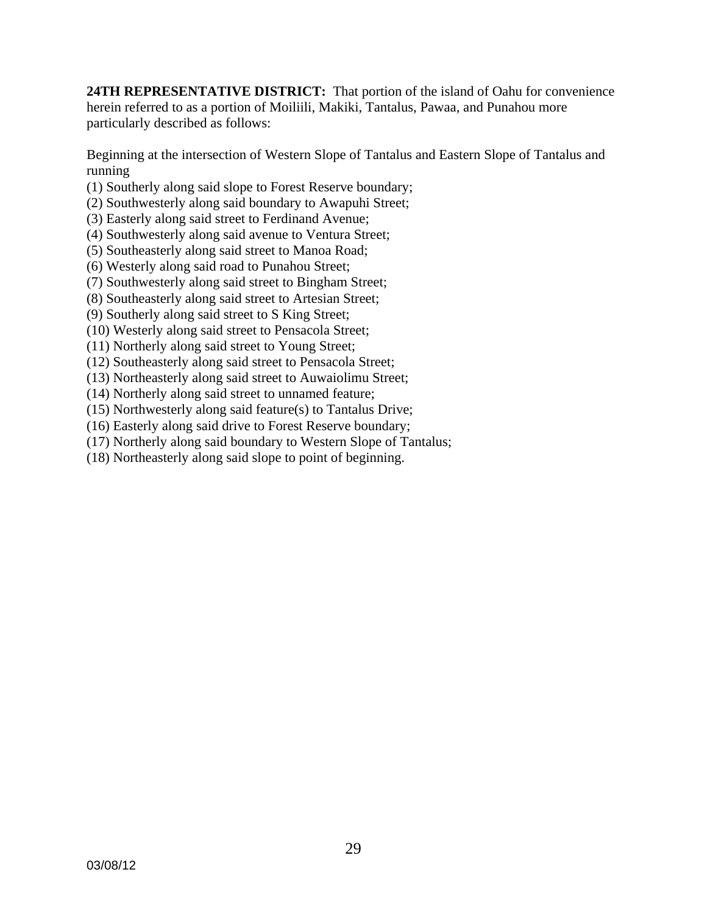**24TH REPRESENTATIVE DISTRICT:** That portion of the island of Oahu for convenience herein referred to as a portion of Moiliili, Makiki, Tantalus, Pawaa, and Punahou more particularly described as follows:

Beginning at the intersection of Western Slope of Tantalus and Eastern Slope of Tantalus and running

(1) Southerly along said slope to Forest Reserve boundary;
(2) Southwesterly along said boundary to Awapuhi Street;
(3) Easterly along said street to Ferdinand Avenue;
(4) Southwesterly along said avenue to Ventura Street;
(5) Southeasterly along said street to Manoa Road;
(6) Westerly along said road to Punahou Street;
(7) Southwesterly along said street to Bingham Street;
(8) Southeasterly along said street to Artesian Street;
(9) Southerly along said street to S King Street;
(10) Westerly along said street to Pensacola Street;
(11) Northerly along said street to Young Street;
(12) Southeasterly along said street to Pensacola Street;
(13) Northeasterly along said street to Auwaiolimu Street;
(14) Northerly along said street to unnamed feature;
(15) Northwesterly along said feature(s) to Tantalus Drive;
(16) Easterly along said drive to Forest Reserve boundary;
(17) Northerly along said boundary to Western Slope of Tantalus;
(18) Northeasterly along said slope to point of beginning.

03/08/12